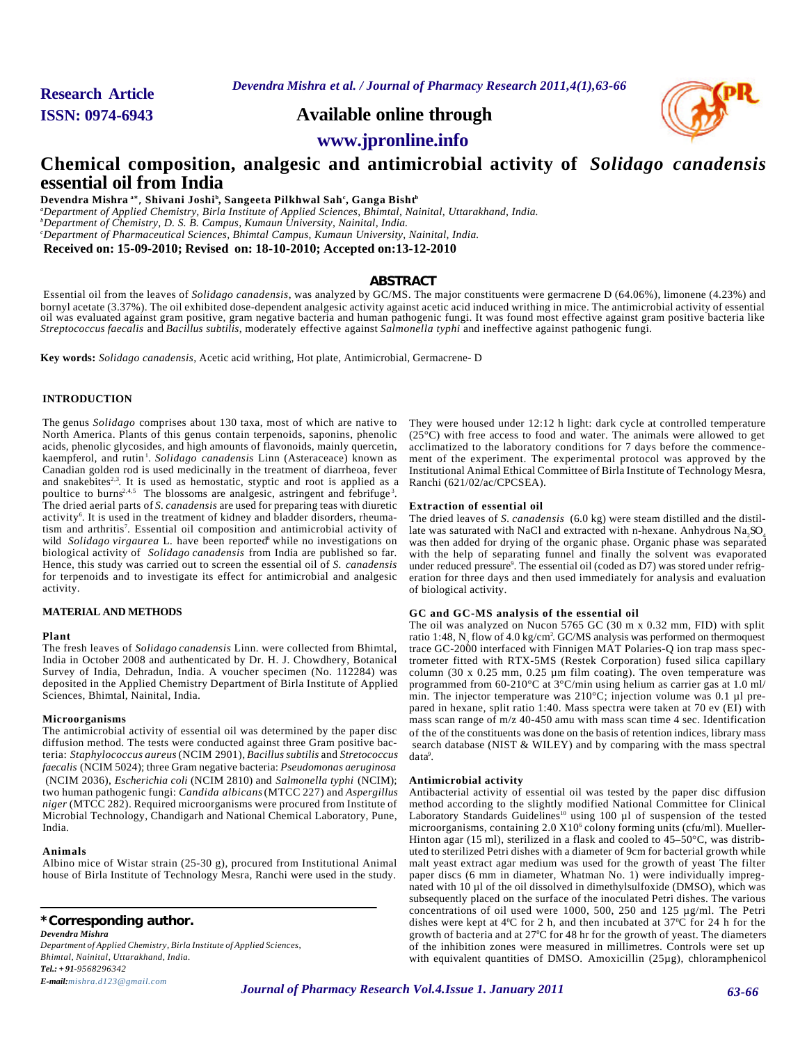**Research Article**

**ISSN: 0974-6943**

**Available online through**

**www.jpronline.info**

# Chemical composition, analgesic and antimicrobial activity of *Solidago canadensis* essential oil from India

**Devendra Mishra [a]\*, Shivani Joshi[b], Sangeeta Pilkhwal Sah[c], Ganga Bisht[b]**

[a]*Department of Applied Chemistry, Birla Institute of Applied Sciences, Bhimtal, Nainital, Uttarakhand, India.*
[b]*Department of Chemistry, D. S. B. Campus, Kumaun University, Nainital, India.*
[c]*Department of Pharmaceutical Sciences, Bhimtal Campus, Kumaun University, Nainital, India.*

**Received on: 15-09-2010; Revised on: 18-10-2010; Accepted on:13-12-2010**

## ABSTRACT

Essential oil from the leaves of *Solidago canadensis*, was analyzed by GC/MS. The major constituents were germacrene D (64.06%), limonene (4.23%) and bornyl acetate (3.37%). The oil exhibited dose-dependent analgesic activity against acetic acid induced writhing in mice. The antimicrobial activity of essential oil was evaluated against gram positive, gram negative bacteria and human pathogenic fungi. It was found most effective against gram positive bacteria like *Streptococcus faecalis* and *Bacillus subtilis*, moderately effective against *Salmonella typhi* and ineffective against pathogenic fungi.

**Key words:** *Solidago canadensis*, Acetic acid writhing, Hot plate, Antimicrobial, Germacrene- D

## INTRODUCTION

The genus *Solidago* comprises about 130 taxa, most of which are native to North America. Plants of this genus contain terpenoids, saponins, phenolic acids, phenolic glycosides, and high amounts of flavonoids, mainly quercetin, kaempferol, and rutin[1]. *Solidago canadensis* Linn (Asteraceae) known as Canadian golden rod is used medicinally in the treatment of diarrheoa, fever and snakebites[2,3]. It is used as hemostatic, styptic and root is applied as a poultice to burns[2,4,5]. The blossoms are analgesic, astringent and febrifuge[3]. The dried aerial parts of *S. canadensis* are used for preparing teas with diuretic activity[6]. It is used in the treatment of kidney and bladder disorders, rheumatism and arthritis[7]. Essential oil composition and antimicrobial activity of wild *Solidago virgaurea* L. have been reported[8] while no investigations on biological activity of *Solidago canadensis* from India are published so far. Hence, this study was carried out to screen the essential oil of *S. canadensis* for terpenoids and to investigate its effect for antimicrobial and analgesic activity.

## MATERIAL AND METHODS

### Plant

The fresh leaves of *Solidago canadensis* Linn. were collected from Bhimtal, India in October 2008 and authenticated by Dr. H. J. Chowdhery, Botanical Survey of India, Dehradun, India. A voucher specimen (No. 112284) was deposited in the Applied Chemistry Department of Birla Institute of Applied Sciences, Bhimtal, Nainital, India.

### Microorganisms

The antimicrobial activity of essential oil was determined by the paper disc diffusion method. The tests were conducted against three Gram positive bacteria: *Staphylococcus aureus* (NCIM 2901), *Bacillus subtilis* and *Stretococcus faecalis* (NCIM 5024); three Gram negative bacteria: *Pseudomonas aeruginosa* (NCIM 2036), *Escherichia coli* (NCIM 2810) and *Salmonella typhi* (NCIM); two human pathogenic fungi: *Candida albicans* (MTCC 227) and *Aspergillus niger* (MTCC 282). Required microorganisms were procured from Institute of Microbial Technology, Chandigarh and National Chemical Laboratory, Pune, India.

### Animals

Albino mice of Wistar strain (25-30 g), procured from Institutional Animal house of Birla Institute of Technology Mesra, Ranchi were used in the study. They were housed under 12:12 h light: dark cycle at controlled temperature (25°C) with free access to food and water. The animals were allowed to get acclimatized to the laboratory conditions for 7 days before the commencement of the experiment. The experimental protocol was approved by the Institutional Animal Ethical Committee of Birla Institute of Technology Mesra, Ranchi (621/02/ac/CPCSEA).

### Extraction of essential oil

The dried leaves of *S. canadensis* (6.0 kg) were steam distilled and the distillate was saturated with NaCl and extracted with n-hexane. Anhydrous $Na_2SO_4$ was then added for drying of the organic phase. Organic phase was separated with the help of separating funnel and finally the solvent was evaporated under reduced pressure[9]. The essential oil (coded as D7) was stored under refrigeration for three days and then used immediately for analysis and evaluation of biological activity.

### GC and GC-MS analysis of the essential oil

The oil was analyzed on Nucon 5765 GC (30 m x 0.32 mm, FID) with split ratio 1:48, $N_2$ flow of 4.0 kg/cm$^2$. GC/MS analysis was performed on thermoquest trace GC-2000 interfaced with Finnigen MAT Polaries-Q ion trap mass spectrometer fitted with RTX-5MS (Restek Corporation) fused silica capillary column (30 x 0.25 mm, 0.25 µm film coating). The oven temperature was programmed from 60-210°C at 3°C/min using helium as carrier gas at 1.0 ml/min. The injector temperature was 210°C; injection volume was 0.1 µl prepared in hexane, split ratio 1:40. Mass spectra were taken at 70 ev (EI) with mass scan range of m/z 40-450 amu with mass scan time 4 sec. Identification of the of the constituents was done on the basis of retention indices, library mass search database (NIST & WILEY) and by comparing with the mass spectral data[9].

### Antimicrobial activity

Antibacterial activity of essential oil was tested by the paper disc diffusion method according to the slightly modified National Committee for Clinical Laboratory Standards Guidelines[10] using 100 µl of suspension of the tested microorganisms, containing 2.0 X10$^6$ colony forming units (cfu/ml). Mueller-Hinton agar (15 ml), sterilized in a flask and cooled to 45–50°C, was distributed to sterilized Petri dishes with a diameter of 9cm for bacterial growth while malt yeast extract agar medium was used for the growth of yeast The filter paper discs (6 mm in diameter, Whatman No. 1) were individually impregnated with 10 µl of the oil dissolved in dimethylsulfoxide (DMSO), which was subsequently placed on the surface of the inoculated Petri dishes. The various concentrations of oil used were 1000, 500, 250 and 125 µg/ml. The Petri dishes were kept at 4°C for 2 h, and then incubated at 37°C for 24 h for the growth of bacteria and at 27°C for 48 hr for the growth of yeast. The diameters of the inhibition zones were measured in millimetres. Controls were set up with equivalent quantities of DMSO. Amoxicillin (25µg), chloramphenicol

\***Corresponding author.**
*Devendra Mishra*
*Department of Applied Chemistry, Birla Institute of Applied Sciences, Bhimtal, Nainital, Uttarakhand, India.*
*Tel.: + 91-9568296342*
*E-mail:mishra.d123@gmail.com*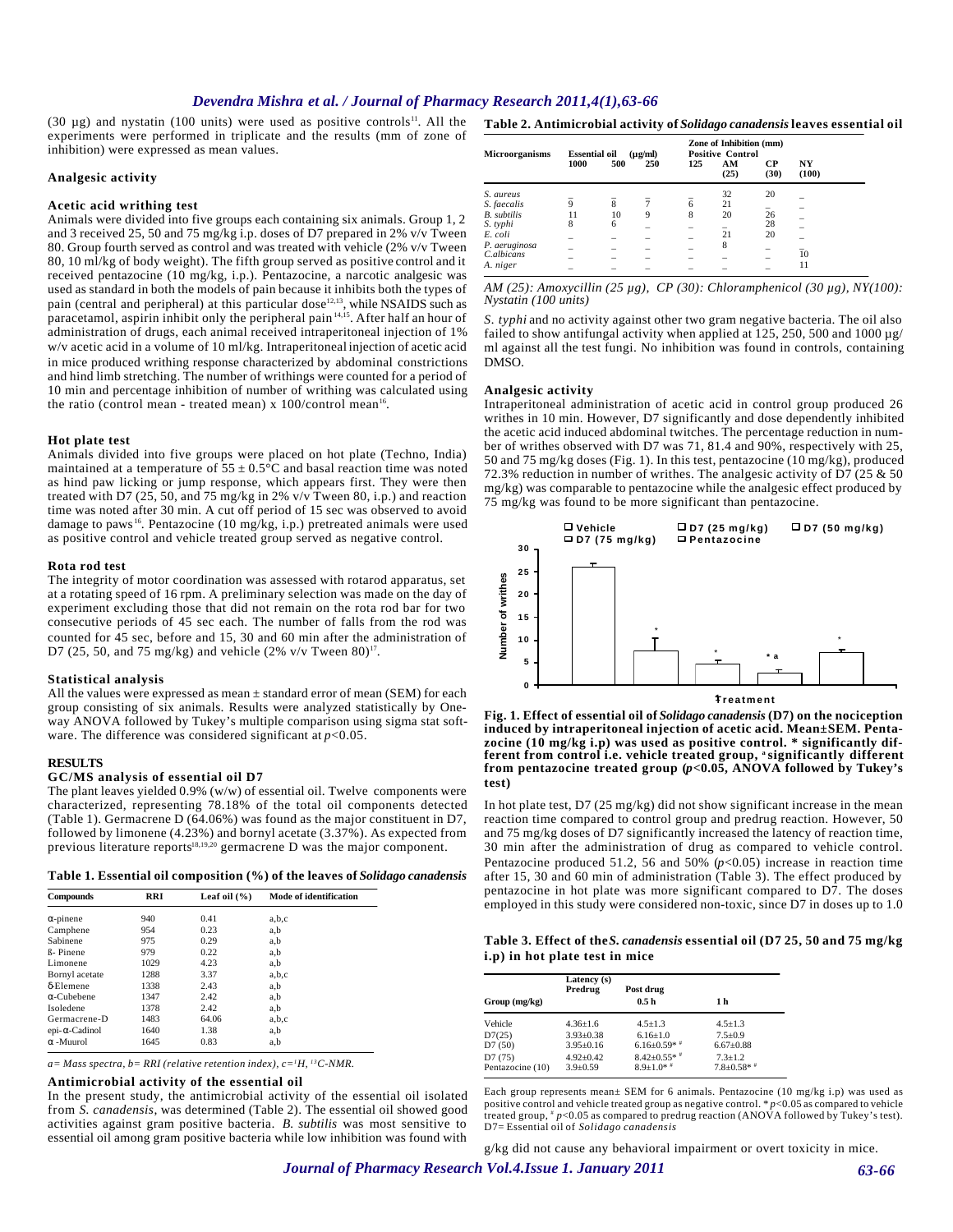(30 µg) and nystatin (100 units) were used as positive controls[11]. All the experiments were performed in triplicate and the results (mm of zone of inhibition) were expressed as mean values.

### Analgesic activity

#### Acetic acid writhing test

Animals were divided into five groups each containing six animals. Group 1, 2 and 3 received 25, 50 and 75 mg/kg i.p. doses of D7 prepared in 2% v/v Tween 80. Group fourth served as control and was treated with vehicle (2% v/v Tween 80, 10 ml/kg of body weight). The fifth group served as positive control and it received pentazocine (10 mg/kg, i.p.). Pentazocine, a narcotic analgesic was used as standard in both the models of pain because it inhibits both the types of pain (central and peripheral) at this particular dose[12,13], while NSAIDS such as paracetamol, aspirin inhibit only the peripheral pain[14,15]. After half an hour of administration of drugs, each animal received intraperitoneal injection of 1% w/v acetic acid in a volume of 10 ml/kg. Intraperitoneal injection of acetic acid in mice produced writhing response characterized by abdominal constrictions and hind limb stretching. The number of writhings were counted for a period of 10 min and percentage inhibition of number of writhing was calculated using the ratio (control mean - treated mean) x 100/control mean[16].

#### Hot plate test

Animals divided into five groups were placed on hot plate (Techno, India) maintained at a temperature of $55 \pm 0.5$°C and basal reaction time was noted as hind paw licking or jump response, which appears first. They were then treated with D7 (25, 50, and 75 mg/kg in 2% v/v Tween 80, i.p.) and reaction time was noted after 30 min. A cut off period of 15 sec was observed to avoid damage to paws[16]. Pentazocine (10 mg/kg, i.p.) pretreated animals were used as positive control and vehicle treated group served as negative control.

#### Rota rod test

The integrity of motor coordination was assessed with rotarod apparatus, set at a rotating speed of 16 rpm. A preliminary selection was made on the day of experiment excluding those that did not remain on the rota rod bar for two consecutive periods of 45 sec each. The number of falls from the rod was counted for 45 sec, before and 15, 30 and 60 min after the administration of D7 (25, 50, and 75 mg/kg) and vehicle (2% v/v Tween 80)[17].

### Statistical analysis

All the values were expressed as mean ± standard error of mean (SEM) for each group consisting of six animals. Results were analyzed statistically by One-way ANOVA followed by Tukey's multiple comparison using sigma stat software. The difference was considered significant at $p<0.05$.

## RESULTS

### GC/MS analysis of essential oil D7

The plant leaves yielded 0.9% (w/w) of essential oil. Twelve components were characterized, representing 78.18% of the total oil components detected (Table 1). Germacrene D (64.06%) was found as the major constituent in D7, followed by limonene (4.23%) and bornyl acetate (3.37%). As expected from previous literature reports[18,19,20] germacrene D was the major component.

**Table 1. Essential oil composition (%) of the leaves of *Solidago canadensis***

| Compounds | RRI | Leaf oil (%) | Mode of identification |
|---|---|---|---|
| α-pinene | 940 | 0.41 | a,b,c |
| Camphene | 954 | 0.23 | a,b |
| Sabinene | 975 | 0.29 | a,b |
| ß- Pinene | 979 | 0.22 | a,b |
| Limonene | 1029 | 4.23 | a,b |
| Bornyl acetate | 1288 | 3.37 | a,b,c |
| δ-Elemene | 1338 | 2.43 | a,b |
| α-Cubebene | 1347 | 2.42 | a,b |
| Isoledene | 1378 | 2.42 | a,b |
| Germacrene-D | 1483 | 64.06 | a,b,c |
| epi-α-Cadinol | 1640 | 1.38 | a,b |
| α -Muurol | 1645 | 0.83 | a,b |

*a= Mass spectra, b= RRI (relative retention index), c= $^{1}H$, $^{13}C$-NMR.*

### Antimicrobial activity of the essential oil

In the present study, the antimicrobial activity of the essential oil isolated from *S. canadensis*, was determined (Table 2). The essential oil showed good activities against gram positive bacteria. *B. subtilis* was most sensitive to essential oil among gram positive bacteria while low inhibition was found with *S. typhi* and no activity against other two gram negative bacteria. The oil also failed to show antifungal activity when applied at 125, 250, 500 and 1000 µg/ml against all the test fungi. No inhibition was found in controls, containing DMSO.

**Table 2. Antimicrobial activity of *Solidago canadensis* leaves essential oil**

| Microorganisms | Zone of Inhibition (mm) | | | | | | |
|---|---|---|---|---|---|---|---|
| | Essential oil (µg/ml) | | | | Positive Control | | |
| | 1000 | 500 | 250 | 125 | AM (25) | CP (30) | NY (100) |
| *S. aureus* | – | – | – | – | 32 | 20 | – |
| *S. faecalis* | 9 | 8 | 7 | 6 | 21 | – | – |
| *B. subtilis* | 11 | 10 | 9 | 8 | 20 | 26 | – |
| *S. typhi* | 8 | 6 | – | – | – | 28 | – |
| *E. coli* | – | – | – | – | 21 | 20 | – |
| *P. aeruginosa* | – | – | – | – | 8 | – | – |
| *C.albicans* | – | – | – | – | – | – | 10 |
| *A. niger* | – | – | – | – | – | – | 11 |

*AM (25): Amoxycillin (25 µg), CP (30): Chloramphenicol (30 µg), NY(100): Nystatin (100 units)*

### Analgesic activity

Intraperitoneal administration of acetic acid in control group produced 26 writhes in 10 min. However, D7 significantly and dose dependently inhibited the acetic acid induced abdominal twitches. The percentage reduction in number of writhes observed with D7 was 71, 81.4 and 90%, respectively with 25, 50 and 75 mg/kg doses (Fig. 1). In this test, pentazocine (10 mg/kg), produced 72.3% reduction in number of writhes. The analgesic activity of D7 (25 & 50 mg/kg) was comparable to pentazocine while the analgesic effect produced by 75 mg/kg was found to be more significant than pentazocine.

**Fig. 1. Effect of essential oil of *Solidago canadensis* (D7) on the nociception induced by intraperitoneal injection of acetic acid. Mean±SEM. Pentazocine (10 mg/kg i.p) was used as positive control. * significantly different from control i.e. vehicle treated group, [a] significantly different from pentazocine treated group ($p<0.05$, ANOVA followed by Tukey's test)**

In hot plate test, D7 (25 mg/kg) did not show significant increase in the mean reaction time compared to control group and predrug reaction. However, 50 and 75 mg/kg doses of D7 significantly increased the latency of reaction time, 30 min after the administration of drug as compared to vehicle control. Pentazocine produced 51.2, 56 and 50% ($p<0.05$) increase in reaction time after 15, 30 and 60 min of administration (Table 3). The effect produced by pentazocine in hot plate was more significant compared to D7. The doses employed in this study were considered non-toxic, since D7 in doses up to 1.0 g/kg did not cause any behavioral impairment or overt toxicity in mice.

**Table 3. Effect of the *S. canadensis* essential oil (D7 25, 50 and 75 mg/kg i.p) in hot plate test in mice**

| Group (mg/kg) | Latency (s) Predrug | Post drug 0.5 h | 1 h |
|---|---|---|---|
| Vehicle | 4.36±1.6 | 4.5±1.3 | 4.5±1.3 |
| D7(25) | 3.93±0.38 | 6.16±1.0 | 7.5±0.9 |
| D7 (50) | 3.95±0.16 | 6.16±0.59* # | 6.67±0.88 |
| D7 (75) | 4.92±0.42 | 8.42±0.55* # | 7.3±1.2 |
| Pentazocine (10) | 3.9±0.59 | 8.9±1.0* # | 7.8±0.58* # |

Each group represents mean± SEM for 6 animals. Pentazocine (10 mg/kg i.p) was used as positive control and vehicle treated group as negative control. * $p<0.05$ as compared to vehicle treated group, # $p<0.05$ as compared to predrug reaction (ANOVA followed by Tukey's test). D7= Essential oil of *Solidago canadensis*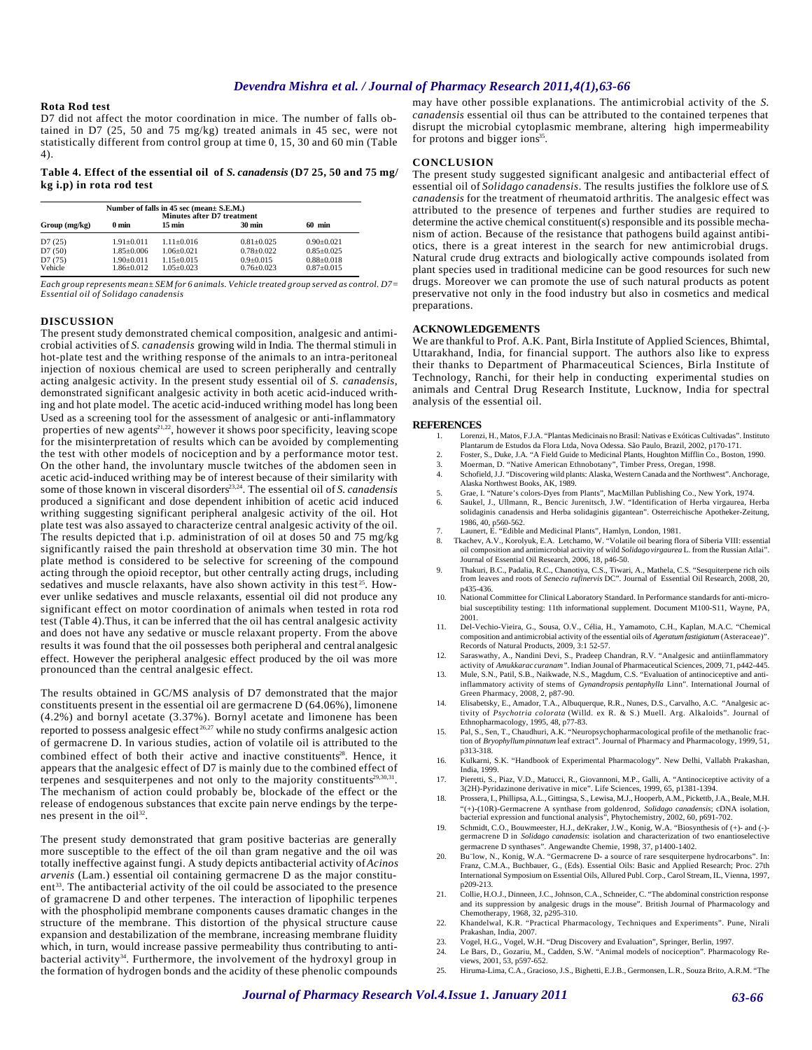### Rota Rod test

D7 did not affect the motor coordination in mice. The number of falls obtained in D7 (25, 50 and 75 mg/kg) treated animals in 45 sec, were not statistically different from control group at time 0, 15, 30 and 60 min (Table 4).

**Table 4. Effect of the essential oil of *S. canadensis* (D7 25, 50 and 75 mg/kg i.p) in rota rod test**

| Group (mg/kg) | Number of falls in 45 sec (mean± S.E.M.) Minutes after D7 treatment | | | |
|---|---|---|---|---|
| | 0 min | 15 min | 30 min | 60 min |
| D7 (25) | 1.91±0.011 | 1.11±0.016 | 0.81±0.025 | 0.90±0.021 |
| D7 (50) | 1.85±0.006 | 1.06±0.021 | 0.78±0.022 | 0.85±0.025 |
| D7 (75) | 1.90±0.011 | 1.15±0.015 | 0.9±0.015 | 0.88±0.018 |
| Vehicle | 1.86±0.012 | 1.05±0.023 | 0.76±0.023 | 0.87±0.015 |

*Each group represents mean± SEM for 6 animals. Vehicle treated group served as control. D7= Essential oil of Solidago canadensis*

## DISCUSSION

The present study demonstrated chemical composition, analgesic and antimicrobial activities of *S. canadensis* growing wild in India. The thermal stimuli in hot-plate test and the writhing response of the animals to an intra-peritoneal injection of noxious chemical are used to screen peripherally and centrally acting analgesic activity. In the present study essential oil of *S. canadensis*, demonstrated significant analgesic activity in both acetic acid-induced writhing and hot plate model. The acetic acid-induced writhing model has long been Used as a screening tool for the assessment of analgesic or anti-inflammatory properties of new agents[21,22], however it shows poor specificity, leaving scope for the misinterpretation of results which can be avoided by complementing the test with other models of nociception and by a performance motor test. On the other hand, the involuntary muscle twitches of the abdomen seen in acetic acid-induced writhing may be of interest because of their similarity with some of those known in visceral disorders[23,24]. The essential oil of *S. canadensis* produced a significant and dose dependent inhibition of acetic acid induced writhing suggesting significant peripheral analgesic activity of the oil. Hot plate test was also assayed to characterize central analgesic activity of the oil. The results depicted that i.p. administration of oil at doses 50 and 75 mg/kg significantly raised the pain threshold at observation time 30 min. The hot plate method is considered to be selective for screening of the compound acting through the opioid receptor, but other centrally acting drugs, including sedatives and muscle relaxants, have also shown activity in this test[25]. However unlike sedatives and muscle relaxants, essential oil did not produce any significant effect on motor coordination of animals when tested in rota rod test (Table 4).Thus, it can be inferred that the oil has central analgesic activity and does not have any sedative or muscle relaxant property. From the above results it was found that the oil possesses both peripheral and central analgesic effect. However the peripheral analgesic effect produced by the oil was more pronounced than the central analgesic effect.

The results obtained in GC/MS analysis of D7 demonstrated that the major constituents present in the essential oil are germacrene D (64.06%), limonene (4.2%) and bornyl acetate (3.37%). Bornyl acetate and limonene has been reported to possess analgesic effect[26,27] while no study confirms analgesic action of germacrene D. In various studies, action of volatile oil is attributed to the combined effect of both their active and inactive constituents[28]. Hence, it appears that the analgesic effect of D7 is mainly due to the combined effect of terpenes and sesquiterpenes and not only to the majority constituents[29,30,31]. The mechanism of action could probably be, blockade of the effect or the release of endogenous substances that excite pain nerve endings by the terpenes present in the oil[32].

The present study demonstrated that gram positive bacterias are generally more susceptible to the effect of the oil than gram negative and the oil was totally ineffective against fungi. A study depicts antibacterial activity of *Acinos arvenis* (Lam.) essential oil containing germacrene D as the major constituent[33]. The antibacterial activity of the oil could be associated to the presence of gramacrene D and other terpenes. The interaction of lipophilic terpenes with the phospholipid membrane components causes dramatic changes in the structure of the membrane. This distortion of the physical structure cause expansion and destabilization of the membrane, increasing membrane fluidity which, in turn, would increase passive permeability thus contributing to antibacterial activity[34]. Furthermore, the involvement of the hydroxyl group in the formation of hydrogen bonds and the acidity of these phenolic compounds may have other possible explanations. The antimicrobial activity of the *S. canadensis* essential oil thus can be attributed to the contained terpenes that disrupt the microbial cytoplasmic membrane, altering high impermeability for protons and bigger ions[35].

## CONCLUSION

The present study suggested significant analgesic and antibacterial effect of essential oil of *Solidago canadensis*. The results justifies the folklore use of *S. canadensis* for the treatment of rheumatoid arthritis. The analgesic effect was attributed to the presence of terpenes and further studies are required to determine the active chemical constituent(s) responsible and its possible mechanism of action. Because of the resistance that pathogens build against antibiotics, there is a great interest in the search for new antimicrobial drugs. Natural crude drug extracts and biologically active compounds isolated from plant species used in traditional medicine can be good resources for such new drugs. Moreover we can promote the use of such natural products as potent preservative not only in the food industry but also in cosmetics and medical preparations.

## ACKNOWLEDGEMENTS

We are thankful to Prof. A.K. Pant, Birla Institute of Applied Sciences, Bhimtal, Uttarakhand, India, for financial support. The authors also like to express their thanks to Department of Pharmaceutical Sciences, Birla Institute of Technology, Ranchi, for their help in conducting experimental studies on animals and Central Drug Research Institute, Lucknow, India for spectral analysis of the essential oil.

## REFERENCES

1. Lorenzi, H., Matos, F.J.A. "Plantas Medicinais no Brasil: Nativas e Exóticas Cultivadas". Instituto Plantarum de Estudos da Flora Ltda, Nova Odessa. São Paulo, Brazil, 2002, p170-171.
2. Foster, S., Duke, J.A. "A Field Guide to Medicinal Plants, Houghton Mifflin Co., Boston, 1990.
3. Moerman, D. "Native American Ethnobotany", Timber Press, Oregan, 1998.
4. Schofield, J.J. "Discovering wild plants: Alaska, Western Canada and the Northwest". Anchorage, Alaska Northwest Books, AK, 1989.
5. Grae, I. "Nature's colors-Dyes from Plants", MacMillan Publishing Co., New York, 1974.
6. Saukel, J., Ullmann, R., Bencic Jurenitsch, J.W. "Identification of Herba virgaurea, Herba solidaginis canadensis and Herba solidaginis gigantean". Osterreichische Apotheker-Zeitung, 1986, 40, p560-562.
7. Launert, E. "Edible and Medicinal Plants", Hamlyn, London, 1981.
8. Tkachev, A.V., Korolyuk, E.A. Letchamo, W. "Volatile oil bearing flora of Siberia VIII: essential oil composition and antimicrobial activity of wild *Solidago virgaurea* L. from the Russian Atlai". Journal of Essential Oil Research, 2006, 18, p46-50.
9. Thakuri, B.C., Padalia, R.C., Chanotiya, C.S., Tiwari, A., Mathela, C.S. "Sesquiterpene rich oils from leaves and roots of *Senecio rufinervis* DC". Journal of Essential Oil Research, 2008, 20, p435-436.
10. National Committee for Clinical Laboratory Standard. In Performance standards for anti-microbial susceptibility testing: 11th informational supplement. Document M100-S11, Wayne, PA, 2001.
11. Del-Vechio-Vieira, G., Sousa, O.V., Célia, H., Yamamoto, C.H., Kaplan, M.A.C. "Chemical composition and antimicrobial activity of the essential oils of *Ageratum fastigiatum* (Asteraceae)". Records of Natural Products, 2009, 3:1 52-57.
12. Saraswathy, A., Nandini Devi, S., Pradeep Chandran, R.V. "Analgesic and antiinflammatory activity of *Amukkarac curanam"*. Indian Jounal of Pharmaceutical Sciences, 2009, 71, p442-445.
13. Mule, S.N., Patil, S.B., Naikwade, N.S., Magdum, C.S. "Evaluation of antinociceptive and anti-inflammatory activity of stems of *Gynandropsis pentaphylla* Linn". International Journal of Green Pharmacy, 2008, 2, p87-90.
14. Elisabetsky, E., Amador, T.A., Albuquerque, R.R., Nunes, D.S., Carvalho, A.C. "Analgesic activity of *Psychotria colorata* (Willd. ex R. & S.) Muell. Arg. Alkaloids". Journal of Ethnopharmacology, 1995, 48, p77-83.
15. Pal, S., Sen, T., Chaudhuri, A.K. "Neuropsychopharmacological profile of the methanolic fraction of *Bryophyllum pinnatum* leaf extract". Journal of Pharmacy and Pharmacology, 1999, 51, p313-318.
16. Kulkarni, S.K. "Handbook of Experimental Pharmacology". New Delhi, Vallabh Prakashan, India, 1999.
17. Pieretti, S., Piaz, V.D., Matucci, R., Giovannoni, M.P., Galli, A. "Antinociceptive activity of a 3(2H)-Pyridazinone derivative in mice". Life Sciences, 1999, 65, p1381-1394.
18. Prossera, I., Phillipsa, A.L., Gittingsa, S., Lewisa, M.J., Hooperb, A.M., Pickettb, J.A., Beale, M.H. "(+)-(10R)-Germacrene A synthase from goldenrod, *Solidago canadensis*; cDNA isolation, bacterial expression and functional analysis", Phytochemistry, 2002, 60, p691-702.
19. Schmidt, C.O., Bouwmeester, H.J., deKraker, J.W., Konig, W.A. "Biosynthesis of (+)- and (-)-germacrene D in *Solidago canadensis*: isolation and characterization of two enantioselective germacrene D synthases". Angewandte Chemie, 1998, 37, p1400-1402.
20. Bu¨low, N., Konig, W.A. "Germacrene D- a source of rare sesquiterpene hydrocarbons". In: Franz, C.M.A., Buchbauer, G., (Eds). Essential Oils: Basic and Applied Research; Proc. 27th International Symposium on Essential Oils, Allured Publ. Corp., Carol Stream, IL, Vienna, 1997, p209-213.
21. Collie, H.O.J., Dinneen, J.C., Johnson, C.A., Schneider, C. "The abdominal constriction response and its suppression by analgesic drugs in the mouse". British Journal of Pharmacology and Chemotherapy, 1968, 32, p295-310.
22. Khandelwal, K.R. "Practical Pharmacology, Techniques and Experiments". Pune, Nirali Prakashan, India, 2007.
23. Vogel, H.G., Vogel, W.H. "Drug Discovery and Evaluation", Springer, Berlin, 1997.
24. Le Bars, D., Gozariu, M., Cadden, S.W. "Animal models of nociception". Pharmacology Reviews, 2001, 53, p597-652.
25. Hiruma-Lima, C.A., Gracioso, J.S., Bighetti, E.J.B., Germonsen, L.R., Souza Brito, A.R.M. "The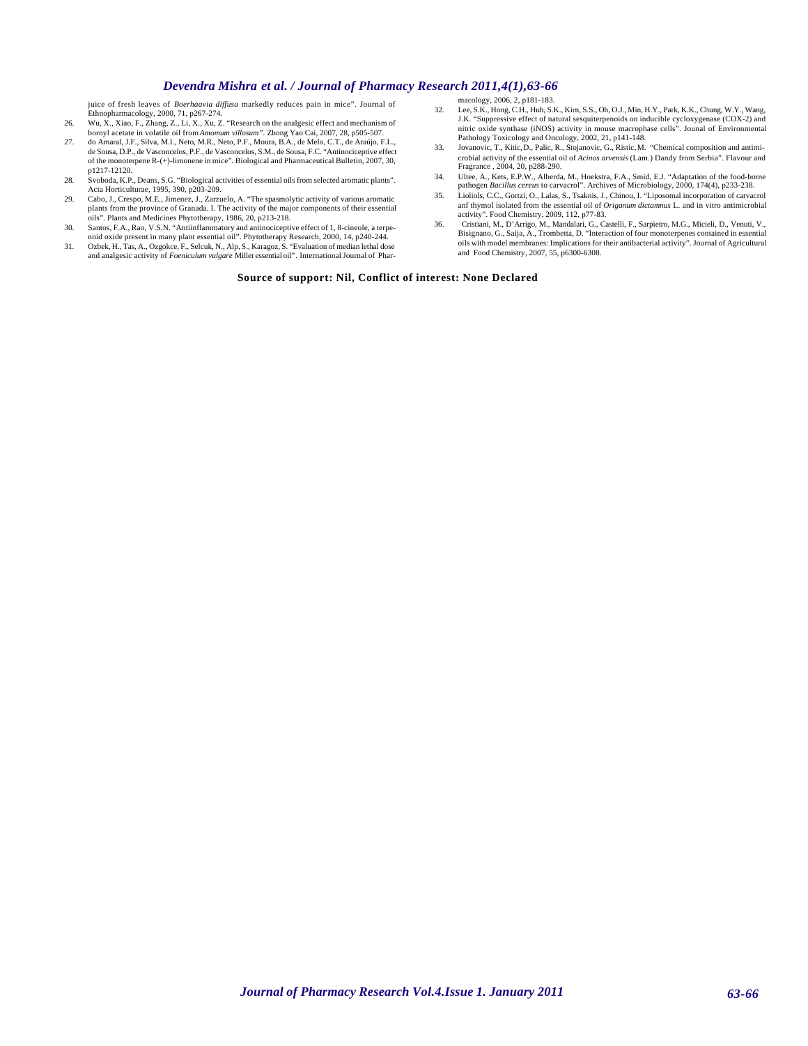juice of fresh leaves of *Boerhaavia diffusa* markedly reduces pain in mice". Journal of Ethnopharmacology, 2000, 71, p267-274.

26. Wu, X., Xiao, F., Zhang, Z., Li, X., Xu, Z. "Research on the analgesic effect and mechanism of bornyl acetate in volatile oil from *Amomum villosum*". Zhong Yao Cai, 2007, 28, p505-507.
27. do Amaral, J.F., Silva, M.I., Neto, M.R., Neto, P.F., Moura, B.A., de Melo, C.T., de Araújo, F.L., de Sousa, D.P., de Vasconcelos, P.F., de Vasconcelos, S.M., de Sousa, F.C. "Antinociceptive effect of the monoterpene R-(+)-limonene in mice". Biological and Pharmaceutical Bulletin, 2007, 30, p1217-12120.
28. Svoboda, K.P., Deans, S.G. "Biological activities of essential oils from selected aromatic plants". Acta Horticulturae, 1995, 390, p203-209.
29. Cabo, J., Crespo, M.E., Jimenez, J., Zarzuelo, A. "The spasmolytic activity of various aromatic plants from the province of Granada. I. The activity of the major components of their essential oils". Plants and Medicines Phytotherapy, 1986, 20, p213-218.
30. Santos, F.A., Rao, V.S.N. "Antiinflammatory and antinociceptive effect of 1, 8-cineole, a terpenoid oxide present in many plant essential oil". Phytotherapy Research, 2000, 14, p240-244.
31. Ozbek, H., Tas, A., Ozgokce, F., Selcuk, N., Alp, S., Karagoz, S. "Evaluation of median lethal dose and analgesic activity of *Foeniculum vulgare* Miller essential oil". International Journal of Pharmacology, 2006, 2, p181-183.
32. Lee, S.K., Hong, C.H., Huh, S.K., Kim, S.S., Oh, O.J., Min, H.Y., Park, K.K., Chung, W.Y., Wang, J.K. "Suppressive effect of natural sesquiterpenoids on inducible cycloxygenase (COX-2) and nitric oxide synthase (iNOS) activity in mouse macrophage cells". Jounal of Environmental Pathology Toxicology and Oncology, 2002, 21, p141-148.
33. Jovanovic, T., Kitic, D., Palic, R., Stojanovic, G., Ristic, M. "Chemical composition and antimicrobial activity of the essential oil of *Acinos arvensis* (Lam.) Dandy from Serbia". Flavour and Fragrance , 2004, 20, p288-290.
34. Ultee, A., Kets, E.P.W., Alberda, M., Hoekstra, F.A., Smid, E.J. "Adaptation of the food-borne pathogen *Bacillus cereus* to carvacrol". Archives of Microbiology, 2000, 174(4), p233-238.
35. Lioliols, C.C., Gortzi, O., Lalas, S., Tsaknis, J., Chinou, I. "Liposomal incorporation of carvacrol anf thymol isolated from the essential oil of *Origanum dictamnus* L. and in vitro antimicrobial activity". Food Chemistry, 2009, 112, p77-83.
36. Cristiani, M., D'Arrigo, M., Mandalari, G., Castelli, F., Sarpietro, M.G., Micieli, D., Venuti, V., Bisignano, G., Saija, A., Trombetta, D. "Interaction of four monoterpenes contained in essential oils with model membranes: Implications for their antibacterial activity". Journal of Agricultural and Food Chemistry, 2007, 55, p6300-6308.

**Source of support: Nil, Conflict of interest: None Declared**